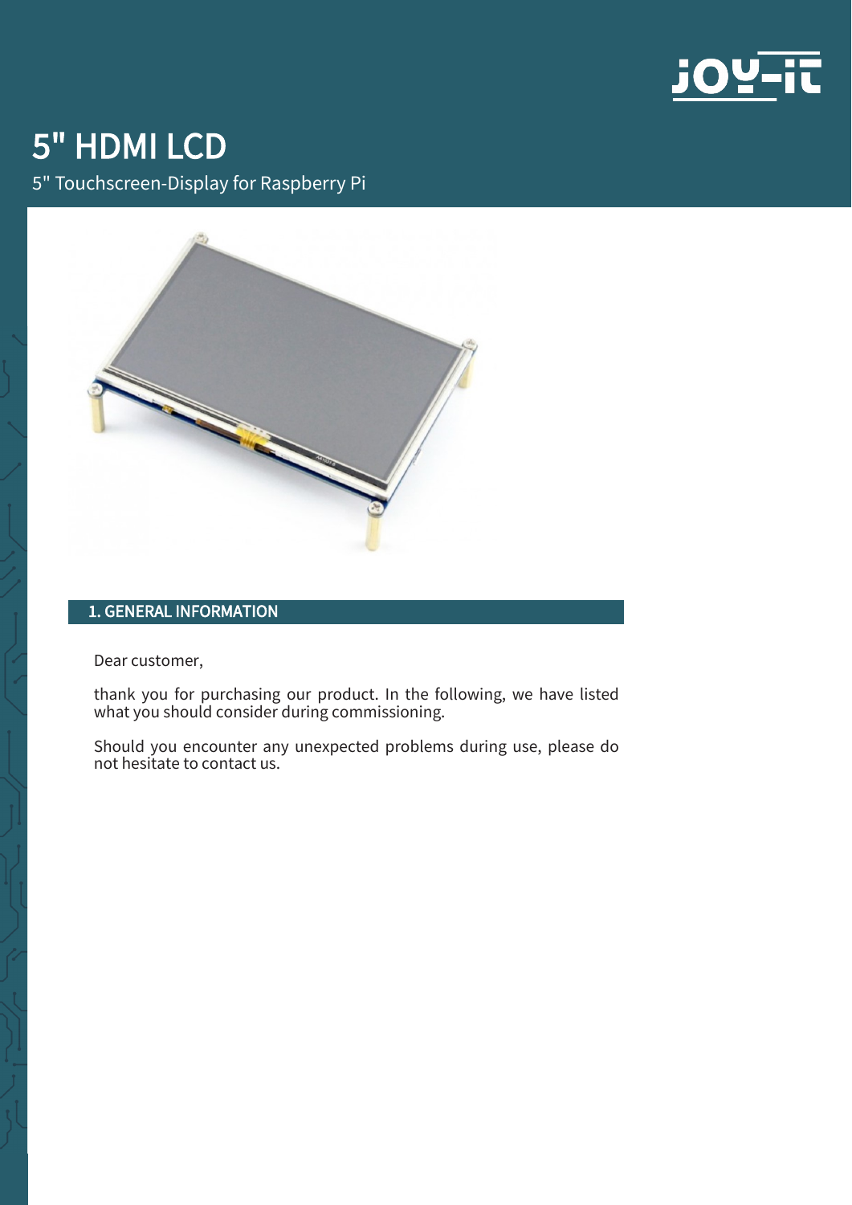# 5" HDMI LCD

5" Touchscreen-Display for Raspberry Pi

## 1. GENERAL INFORMATION

Dear customer,

thank you for purchasing our product. In the following, we have listed what you should consider during commissioning.

Should you encounter any unexpected problems during use, please do not hesitate to contact us.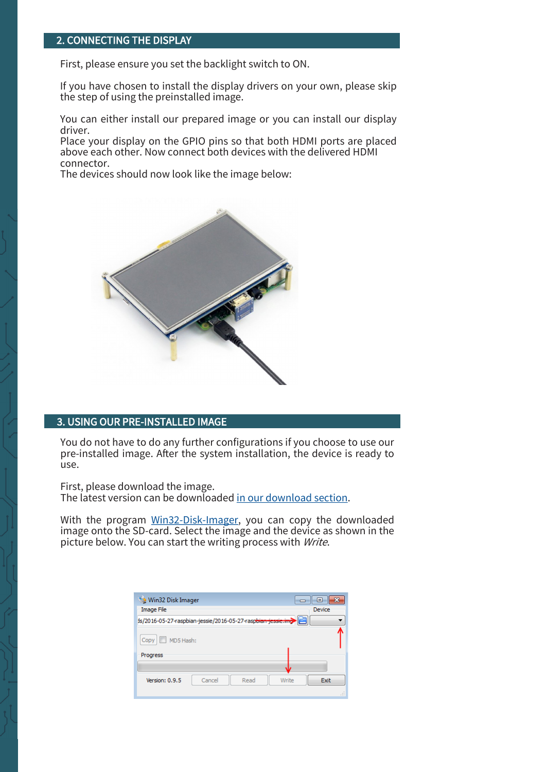## 2. CONNECTING THE DISPLAY

First, please ensure you set the backlight switch to ON.

If you have chosen to install the display drivers on your own, please skip the step of using the preinstalled image.

You can either install our prepared image or you can install our display driver.
Place your display on the GPIO pins so that both HDMI ports are placed above each other. Now connect both devices with the delivered HDMI connector.
The devices should now look like the image below:

## 3. USING OUR PRE-INSTALLED IMAGE

You do not have to do any further configurations if you choose to use our pre-installed image. After the system installation, the device is ready to use.

First, please download the image.
The latest version can be downloaded in our download section.

With the program Win32-Disk-Imager, you can copy the downloaded image onto the SD-card. Select the image and the device as shown in the picture below. You can start the writing process with *Write*.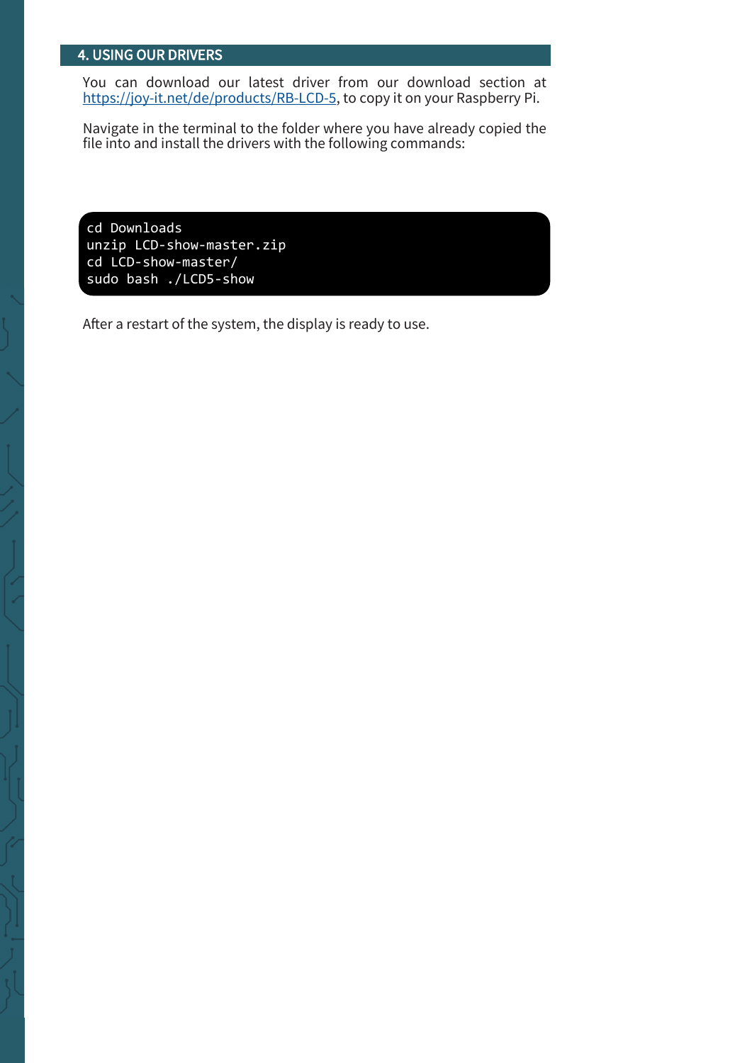## 4. USING OUR DRIVERS

You can download our latest driver from our download section at [https://joy-it.net/de/products/RB-LCD-5](https://joy-it.net/de/products/RB-LCD-5), to copy it on your Raspberry Pi.

Navigate in the terminal to the folder where you have already copied the file into and install the drivers with the following commands:

```
cd Downloads
unzip LCD-show-master.zip
cd LCD-show-master/
sudo bash ./LCD5-show
```

After a restart of the system, the display is ready to use.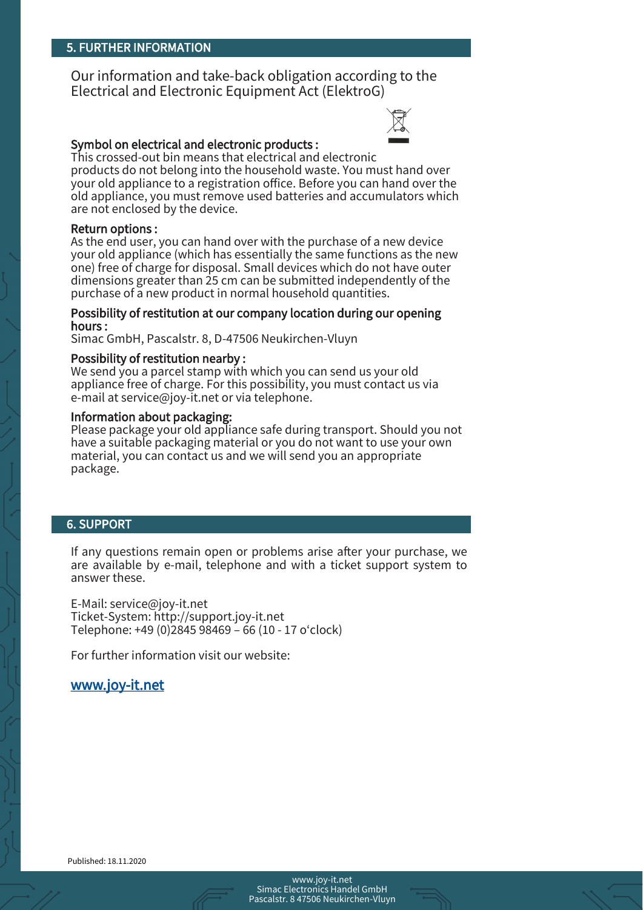## 5. FURTHER INFORMATION

Our information and take-back obligation according to the Electrical and Electronic Equipment Act (ElektroG)

**Symbol on electrical and electronic products :**
This crossed-out bin means that electrical and electronic products do not belong into the household waste. You must hand over your old appliance to a registration office. Before you can hand over the old appliance, you must remove used batteries and accumulators which are not enclosed by the device.

**Return options :**
As the end user, you can hand over with the purchase of a new device your old appliance (which has essentially the same functions as the new one) free of charge for disposal. Small devices which do not have outer dimensions greater than 25 cm can be submitted independently of the purchase of a new product in normal household quantities.

**Possibility of restitution at our company location during our opening hours :**
Simac GmbH, Pascalstr. 8, D-47506 Neukirchen-Vluyn

**Possibility of restitution nearby :**
We send you a parcel stamp with which you can send us your old appliance free of charge. For this possibility, you must contact us via e-mail at service@joy-it.net or via telephone.

**Information about packaging:**
Please package your old appliance safe during transport. Should you not have a suitable packaging material or you do not want to use your own material, you can contact us and we will send you an appropriate package.

## 6. SUPPORT

If any questions remain open or problems arise after your purchase, we are available by e-mail, telephone and with a ticket support system to answer these.

E-Mail: service@joy-it.net
Ticket-System: http://support.joy-it.net
Telephone: +49 (0)2845 98469 – 66 (10 - 17 o'clock)

For further information visit our website:

[www.joy-it.net](http://www.joy-it.net)

Published: 18.11.2020